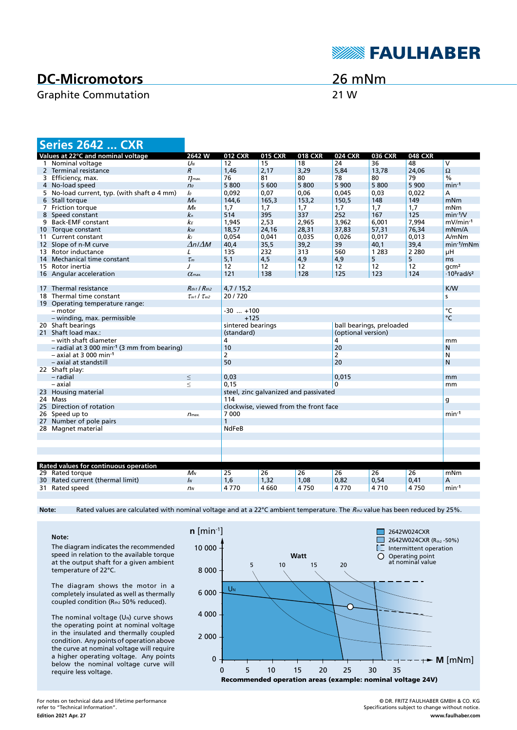# DC-Micromotors

Graphite Commutation

**26 mNm**

**21 W**

## Series 2642 ... CXR

| | Values at 22°C and nominal voltage | 2642 W | 012 CXR | 015 CXR | 018 CXR | 024 CXR | 036 CXR | 048 CXR | |
|---|---|---|---|---|---|---|---|---|---|
| 1 | Nominal voltage | $U_N$ | 12 | 15 | 18 | 24 | 36 | 48 | V |
| 2 | Terminal resistance | $R$ | 1,46 | 2,17 | 3,29 | 5,84 | 13,78 | 24,06 | Ω |
| 3 | Efficiency, max. | $\eta_{max.}$ | 76 | 81 | 80 | 78 | 80 | 79 | % |
| 4 | No-load speed | $n_0$ | 5 800 | 5 600 | 5 800 | 5 900 | 5 800 | 5 900 | $min^{-1}$ |
| 5 | No-load current, typ. (with shaft ø 4 mm) | $I_0$ | 0,092 | 0,07 | 0,06 | 0,045 | 0,03 | 0,022 | A |
| 6 | Stall torque | $M_H$ | 144,6 | 165,3 | 153,2 | 150,5 | 148 | 149 | mNm |
| 7 | Friction torque | $M_R$ | 1,7 | 1,7 | 1,7 | 1,7 | 1,7 | 1,7 | mNm |
| 8 | Speed constant | $k_n$ | 514 | 395 | 337 | 252 | 167 | 125 | $min^{-1}/V$ |
| 9 | Back-EMF constant | $k_E$ | 1,945 | 2,53 | 2,965 | 3,962 | 6,001 | 7,994 | $mV/min^{-1}$ |
| 10 | Torque constant | $k_M$ | 18,57 | 24,16 | 28,31 | 37,83 | 57,31 | 76,34 | mNm/A |
| 11 | Current constant | $k_I$ | 0,054 | 0,041 | 0,035 | 0,026 | 0,017 | 0,013 | A/mNm |
| 12 | Slope of n-M curve | $\Delta n/\Delta M$ | 40,4 | 35,5 | 39,2 | 39 | 40,1 | 39,4 | $min^{-1}/mNm$ |
| 13 | Rotor inductance | $L$ | 135 | 232 | 313 | 560 | 1 283 | 2 280 | µH |
| 14 | Mechanical time constant | $\tau_m$ | 5,1 | 4,5 | 4,9 | 4,9 | 5 | 5 | ms |
| 15 | Rotor inertia | $J$ | 12 | 12 | 12 | 12 | 12 | 12 | $gcm^2$ |
| 16 | Angular acceleration | $\alpha_{max.}$ | 121 | 138 | 128 | 125 | 123 | 124 | $\cdot 10^3 rad/s^2$ |
| | | | | | | | | | |
| 17 | Thermal resistance | $R_{th1}$ / $R_{th2}$ | 4,7 / 15,2 | | | | | | K/W |
| 18 | Thermal time constant | $\tau_{w1}$ / $\tau_{w2}$ | 20 / 720 | | | | | | s |
| 19 | Operating temperature range: | | | | | | | | |
| | – motor | | -30 ... +100 | | | | | | °C |
| | – winding, max. permissible | | +125 | | | | | | °C |
| 20 | Shaft bearings | | sintered bearings | | | ball bearings, preloaded | | | |
| 21 | Shaft load max.: | | (standard) | | | (optional version) | | | |
| | – with shaft diameter | | 4 | | | 4 | | | mm |
| | – radial at 3 000 $min^{-1}$ (3 mm from bearing) | | 10 | | | 20 | | | N |
| | – axial at 3 000 $min^{-1}$ | | 2 | | | 2 | | | N |
| | – axial at standstill | | 50 | | | 20 | | | N |
| 22 | Shaft play: | | | | | | | | |
| | – radial | ≤ | 0,03 | | | 0,015 | | | mm |
| | – axial | ≤ | 0,15 | | | 0 | | | mm |
| 23 | Housing material | | steel, zinc galvanized and passivated | | | | | | |
| 24 | Mass | | 114 | | | | | | g |
| 25 | Direction of rotation | | clockwise, viewed from the front face | | | | | | |
| 26 | Speed up to | $n_{max.}$ | 7 000 | | | | | | $min^{-1}$ |
| 27 | Number of pole pairs | | 1 | | | | | | |
| 28 | Magnet material | | NdFeB | | | | | | |

| | Rated values for continuous operation | | | | | | | | |
|---|---|---|---|---|---|---|---|---|---|
| 29 | Rated torque | $M_N$ | 25 | 26 | 26 | 26 | 26 | 26 | mNm |
| 30 | Rated current (thermal limit) | $I_N$ | 1,6 | 1,32 | 1,08 | 0,82 | 0,54 | 0,41 | A |
| 31 | Rated speed | $n_N$ | 4 770 | 4 660 | 4 750 | 4 770 | 4 710 | 4 750 | $min^{-1}$ |

**Note:** Rated values are calculated with nominal voltage and at a 22°C ambient temperature. The $R_{th2}$ value has been reduced by 25%.

**Note:**

The diagram indicates the recommended speed in relation to the available torque at the output shaft for a given ambient temperature of 22°C.

The diagram shows the motor in a completely insulated as well as thermally coupled condition ($R_{th2}$ 50% reduced).

The nominal voltage ($U_N$) curve shows the operating point at nominal voltage in the insulated and thermally coupled condition. Any points of operation above the curve at nominal voltage will require a higher operating voltage. Any points below the nominal voltage curve will require less voltage.

**Recommended operation areas (example: nominal voltage 24V)**

For notes on technical data and lifetime performance refer to "Technical Information".

Edition 2021 Apr. 27

© DR. FRITZ FAULHABER GMBH & CO. KG
Specifications subject to change without notice.
www.faulhaber.com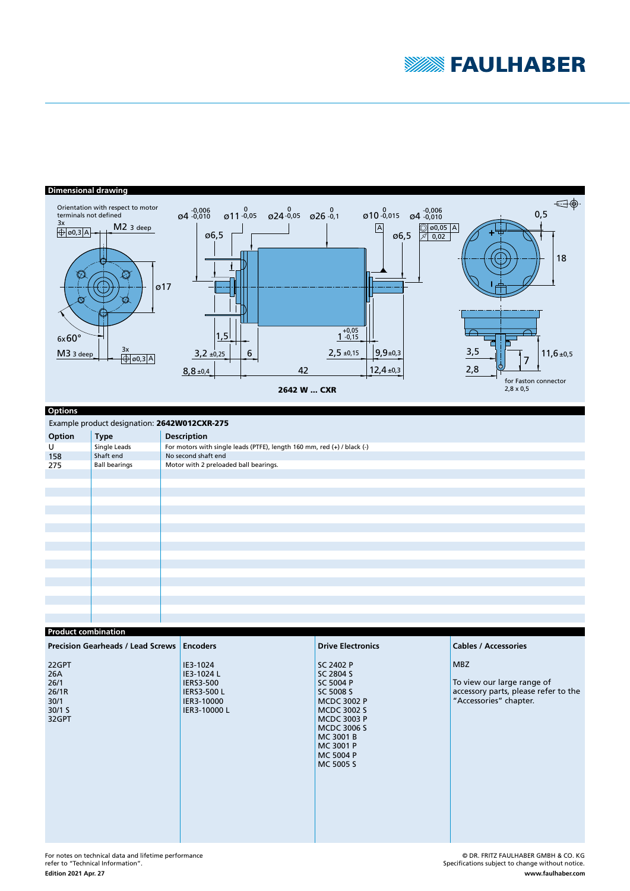## Dimensional drawing

Orientation with respect to motor terminals not defined

3x ⌖ ø0,3 A

M2 3 deep

ø17

6x60°

M3 3 deep

3x ⌖ ø0,3 A

ø4 -0,006/-0,010 ø11 0/-0,05 ø24 0/-0,05 ø26 0/-0,1 ø10 0/-0,015 ø4 -0,006/-0,010

ø6,5 ø6,5

A

◎ ø0,05 A

↗ 0,02

1,5 3,2 ±0,25 6 8,8 ±0,4 42 1 +0,05/-0,15 2,5 ±0,15 9,9 ±0,3 12,4 ±0,3

**2642 W ... CXR**

0,5 18

3,5 2,8 7 11,6 ±0,5

for Faston connector 2,8 x 0,5

## Options

Example product designation: **2642W012CXR-275**

| Option | Type | Description |
|---|---|---|
| U | Single Leads | For motors with single leads (PTFE), length 160 mm, red (+) / black (-) |
| 158 | Shaft end | No second shaft end |
| 275 | Ball bearings | Motor with 2 preloaded ball bearings. |

## Product combination

| Precision Gearheads / Lead Screws | Encoders | Drive Electronics | Cables / Accessories |
|---|---|---|---|
| 22GPT<br>26A<br>26/1<br>26/1R<br>30/1<br>30/1 S<br>32GPT | IE3-1024<br>IE3-1024 L<br>IERS3-500<br>IERS3-500 L<br>IER3-10000<br>IER3-10000 L | SC 2402 P<br>SC 2804 S<br>SC 5004 P<br>SC 5008 S<br>MCDC 3002 P<br>MCDC 3002 S<br>MCDC 3003 P<br>MCDC 3006 S<br>MC 3001 B<br>MC 3001 P<br>MC 5004 P<br>MC 5005 S | MBZ<br><br>To view our large range of accessory parts, please refer to the "Accessories" chapter. |

For notes on technical data and lifetime performance refer to "Technical Information".

**Edition 2021 Apr. 27**

© DR. FRITZ FAULHABER GMBH & CO. KG
Specifications subject to change without notice.
**www.faulhaber.com**